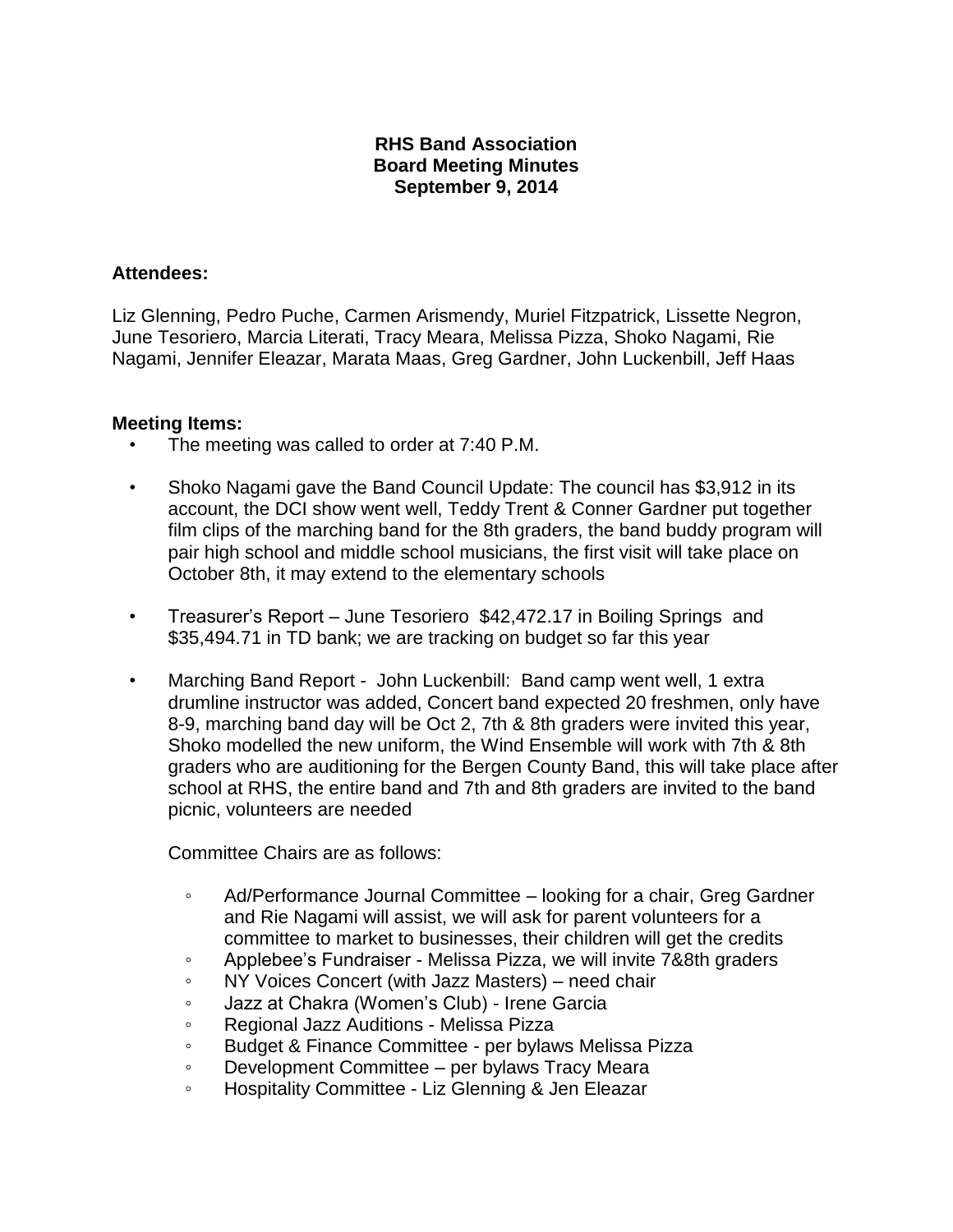**RHS Band Association**
**Board Meeting Minutes**
**September 9, 2014**

**Attendees:**

Liz Glenning, Pedro Puche, Carmen Arismendy, Muriel Fitzpatrick, Lissette Negron, June Tesoriero, Marcia Literati, Tracy Meara, Melissa Pizza, Shoko Nagami, Rie Nagami, Jennifer Eleazar, Marata Maas, Greg Gardner, John Luckenbill, Jeff Haas

**Meeting Items:**

- The meeting was called to order at 7:40 P.M.
- Shoko Nagami gave the Band Council Update: The council has $3,912 in its account, the DCI show went well, Teddy Trent & Conner Gardner put together film clips of the marching band for the 8th graders, the band buddy program will pair high school and middle school musicians, the first visit will take place on October 8th, it may extend to the elementary schools
- Treasurer's Report – June Tesoriero $42,472.17 in Boiling Springs and $35,494.71 in TD bank; we are tracking on budget so far this year
- Marching Band Report - John Luckenbill: Band camp went well, 1 extra drumline instructor was added, Concert band expected 20 freshmen, only have 8-9, marching band day will be Oct 2, 7th & 8th graders were invited this year, Shoko modelled the new uniform, the Wind Ensemble will work with 7th & 8th graders who are auditioning for the Bergen County Band, this will take place after school at RHS, the entire band and 7th and 8th graders are invited to the band picnic, volunteers are needed

  Committee Chairs are as follows:

  - Ad/Performance Journal Committee – looking for a chair, Greg Gardner and Rie Nagami will assist, we will ask for parent volunteers for a committee to market to businesses, their children will get the credits
  - Applebee's Fundraiser - Melissa Pizza, we will invite 7&8th graders
  - NY Voices Concert (with Jazz Masters) – need chair
  - Jazz at Chakra (Women's Club) - Irene Garcia
  - Regional Jazz Auditions - Melissa Pizza
  - Budget & Finance Committee - per bylaws Melissa Pizza
  - Development Committee – per bylaws Tracy Meara
  - Hospitality Committee - Liz Glenning & Jen Eleazar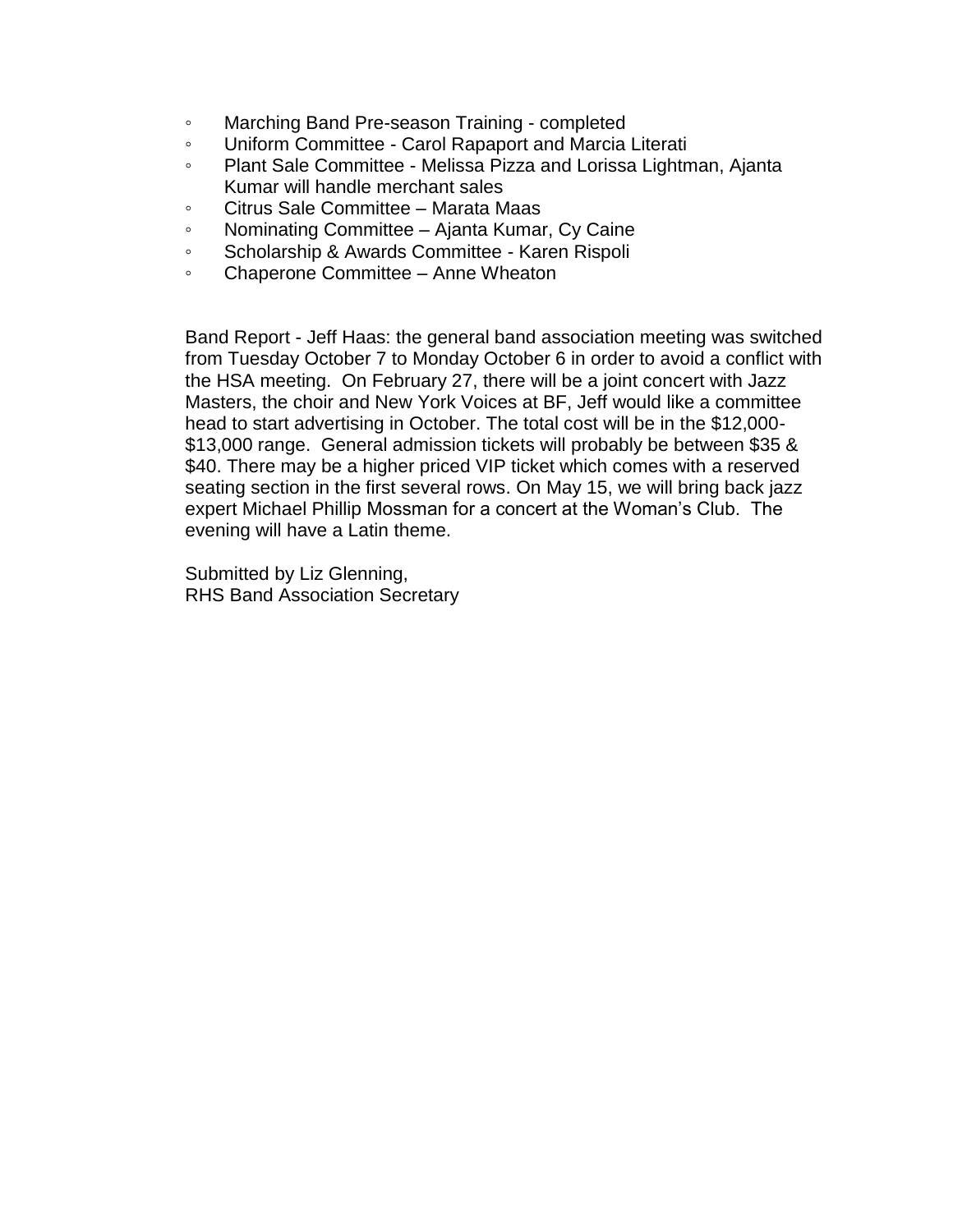- Marching Band Pre-season Training - completed
- Uniform Committee - Carol Rapaport and Marcia Literati
- Plant Sale Committee - Melissa Pizza and Lorissa Lightman, Ajanta Kumar will handle merchant sales
- Citrus Sale Committee – Marata Maas
- Nominating Committee – Ajanta Kumar, Cy Caine
- Scholarship & Awards Committee - Karen Rispoli
- Chaperone Committee – Anne Wheaton

Band Report - Jeff Haas: the general band association meeting was switched from Tuesday October 7 to Monday October 6 in order to avoid a conflict with the HSA meeting. On February 27, there will be a joint concert with Jazz Masters, the choir and New York Voices at BF, Jeff would like a committee head to start advertising in October. The total cost will be in the $12,000-$13,000 range. General admission tickets will probably be between $35 & $40. There may be a higher priced VIP ticket which comes with a reserved seating section in the first several rows. On May 15, we will bring back jazz expert Michael Phillip Mossman for a concert at the Woman's Club. The evening will have a Latin theme.

Submitted by Liz Glenning,
RHS Band Association Secretary